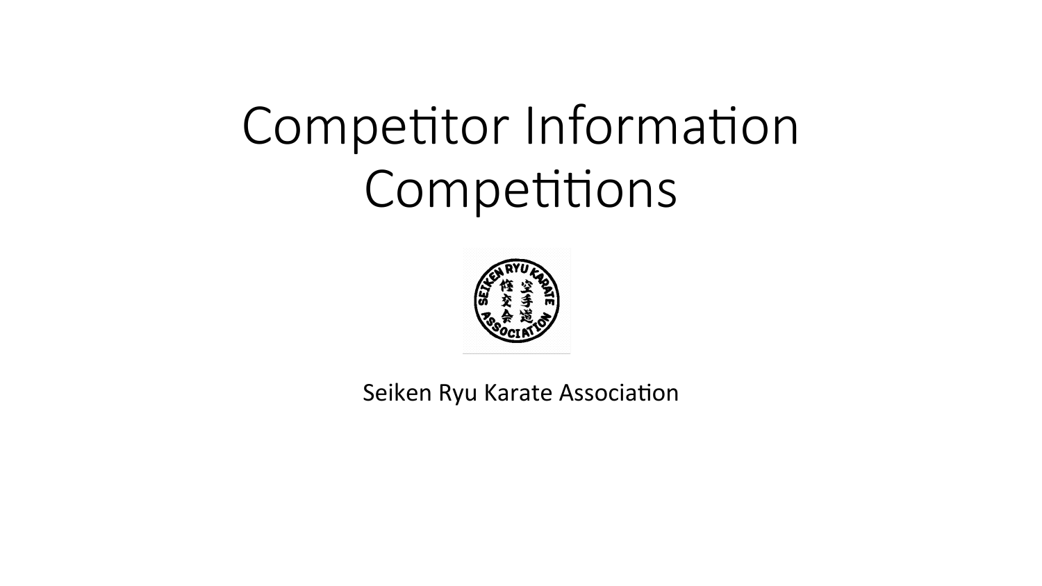# Competitor Information Competitions

Seiken Ryu Karate Association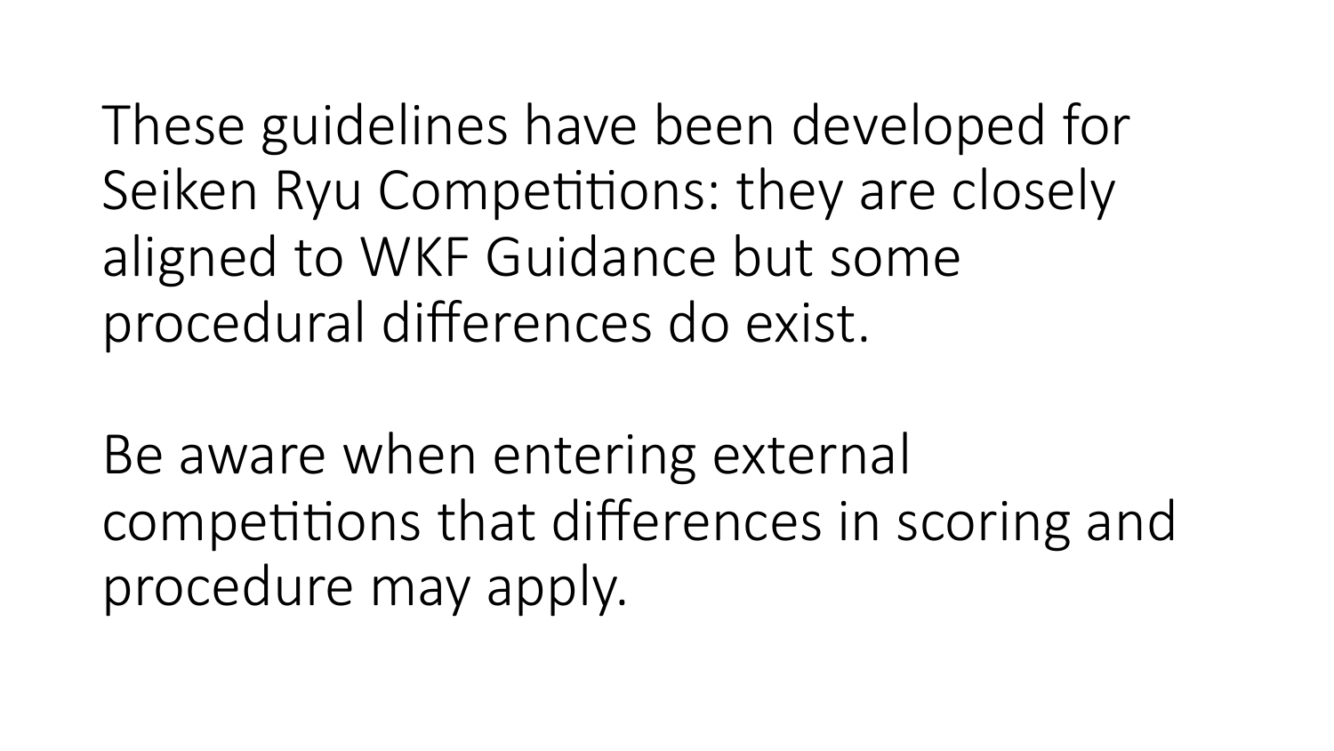These guidelines have been developed for Seiken Ryu Competitions: they are closely aligned to WKF Guidance but some procedural differences do exist.

Be aware when entering external competitions that differences in scoring and procedure may apply.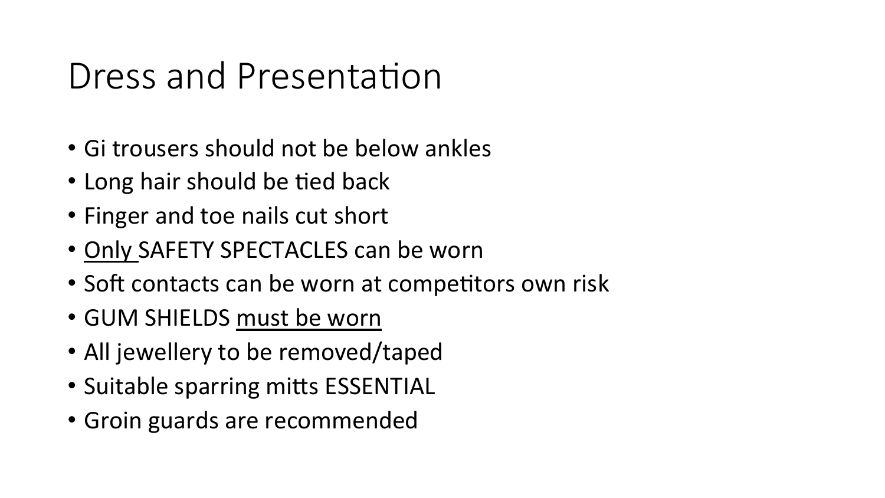# Dress and Presentation

- Gi trousers should not be below ankles
- Long hair should be tied back
- Finger and toe nails cut short
- <u>Only</u> SAFETY SPECTACLES can be worn
- Soft contacts can be worn at competitors own risk
- GUM SHIELDS <u>must be worn</u>
- All jewellery to be removed/taped
- Suitable sparring mitts ESSENTIAL
- Groin guards are recommended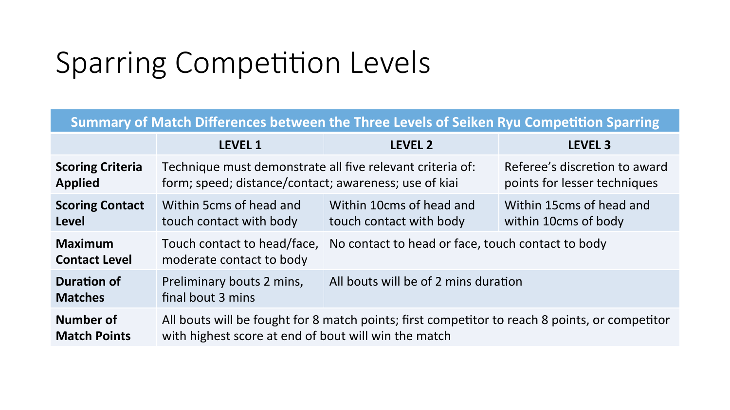# Sparring Competition Levels

| Summary of Match Differences between the Three Levels of Seiken Ryu Competition Sparring | | | |
|---|---|---|---|
| | **LEVEL 1** | **LEVEL 2** | **LEVEL 3** |
| **Scoring Criteria Applied** | Technique must demonstrate all five relevant criteria of: form; speed; distance/contact; awareness; use of kiai | | Referee's discretion to award points for lesser techniques |
| **Scoring Contact Level** | Within 5cms of head and touch contact with body | Within 10cms of head and touch contact with body | Within 15cms of head and within 10cms of body |
| **Maximum Contact Level** | Touch contact to head/face, moderate contact to body | No contact to head or face, touch contact to body | |
| **Duration of Matches** | Preliminary bouts 2 mins, final bout 3 mins | All bouts will be of 2 mins duration | |
| **Number of Match Points** | All bouts will be fought for 8 match points; first competitor to reach 8 points, or competitor with highest score at end of bout will win the match | | |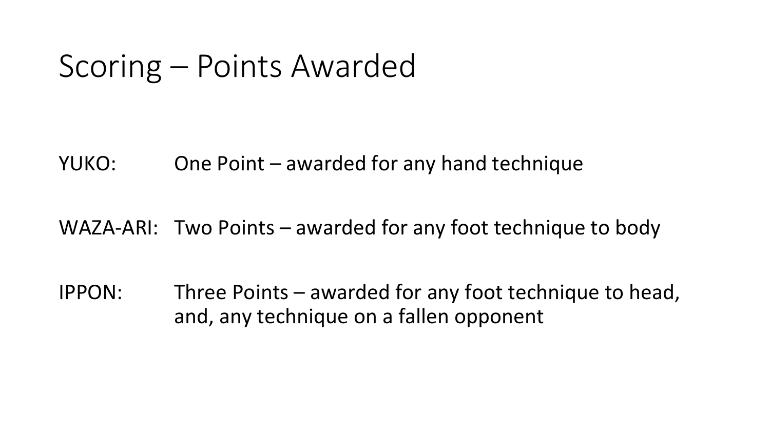# Scoring – Points Awarded

YUKO: One Point – awarded for any hand technique

WAZA-ARI: Two Points – awarded for any foot technique to body

IPPON: Three Points – awarded for any foot technique to head, and, any technique on a fallen opponent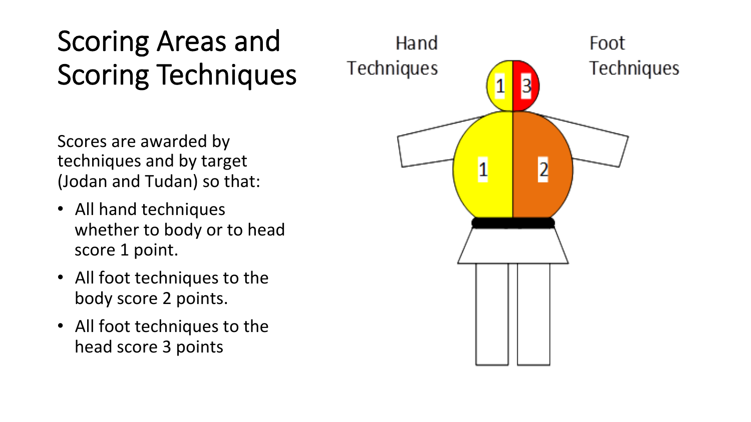# Scoring Areas and Scoring Techniques

Scores are awarded by techniques and by target (Jodan and Tudan) so that:

- All hand techniques whether to body or to head score 1 point.
- All foot techniques to the body score 2 points.
- All foot techniques to the head score 3 points

Hand Techniques

Foot Techniques

1 3

1 2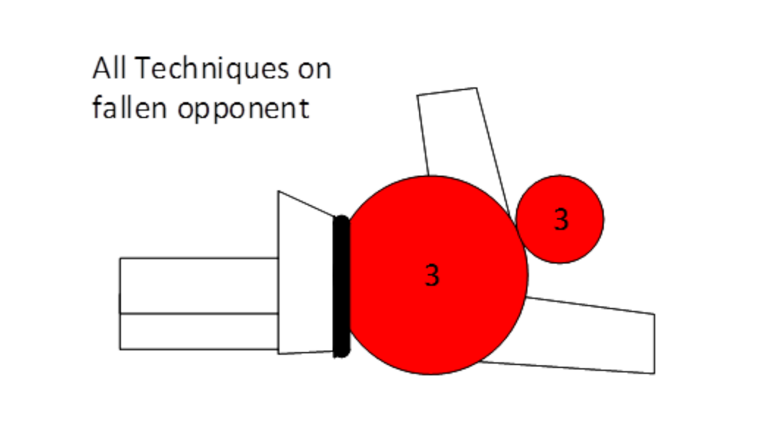All Techniques on fallen opponent

3

3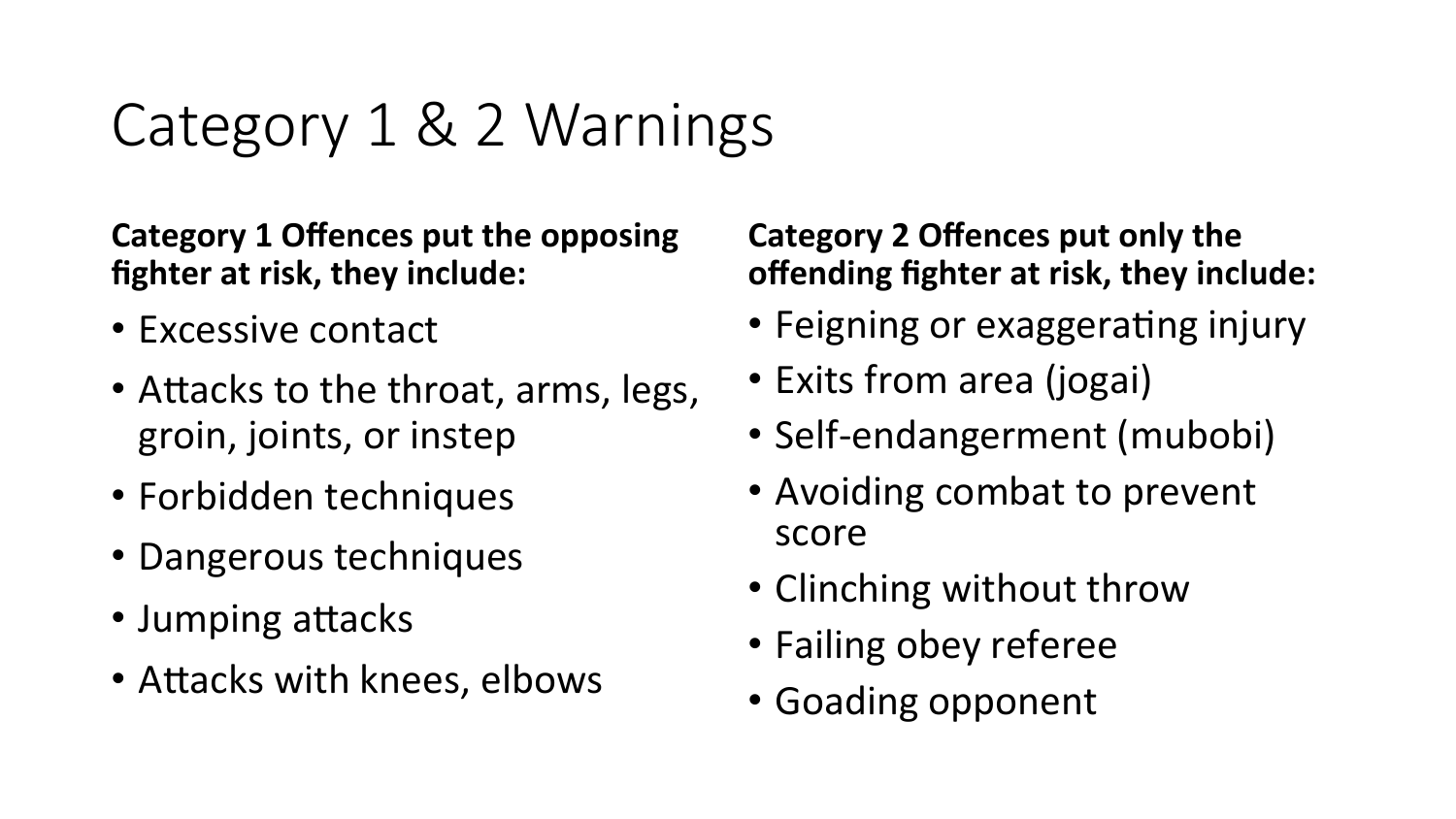# Category 1 & 2 Warnings

**Category 1 Offences put the opposing fighter at risk, they include:**

- Excessive contact
- Attacks to the throat, arms, legs, groin, joints, or instep
- Forbidden techniques
- Dangerous techniques
- Jumping attacks
- Attacks with knees, elbows

**Category 2 Offences put only the offending fighter at risk, they include:**

- Feigning or exaggerating injury
- Exits from area (jogai)
- Self-endangerment (mubobi)
- Avoiding combat to prevent score
- Clinching without throw
- Failing obey referee
- Goading opponent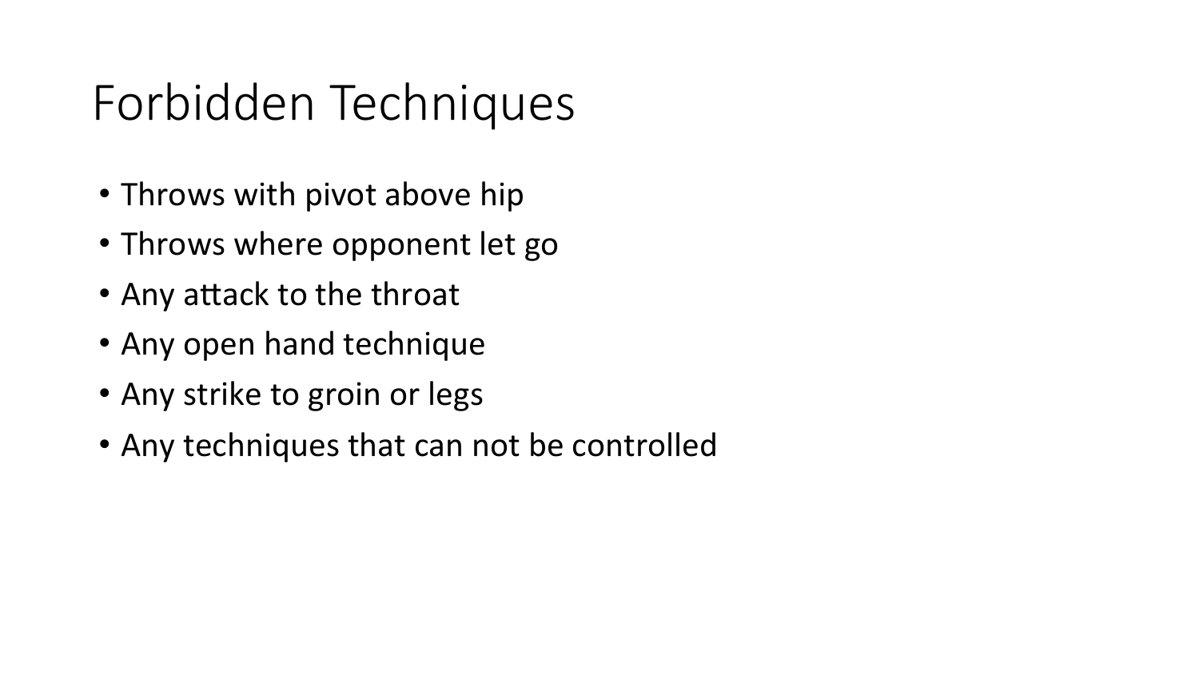# Forbidden Techniques

- Throws with pivot above hip
- Throws where opponent let go
- Any attack to the throat
- Any open hand technique
- Any strike to groin or legs
- Any techniques that can not be controlled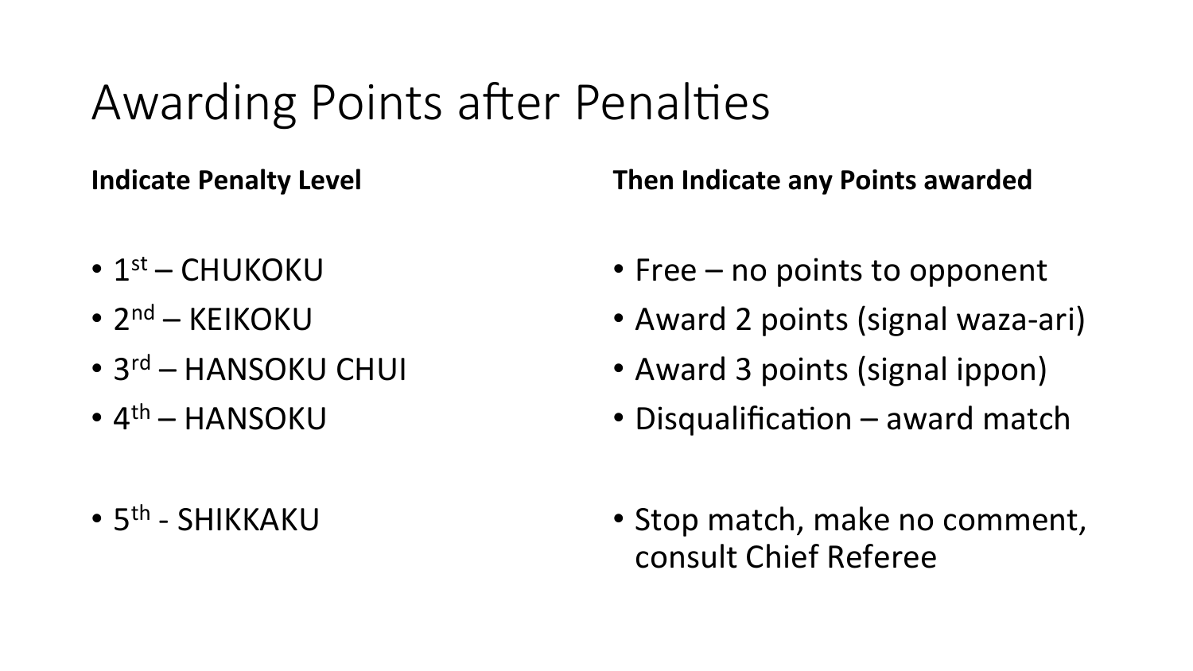# Awarding Points after Penalties

**Indicate Penalty Level**

- 1st – CHUKOKU
- 2nd – KEIKOKU
- 3rd – HANSOKU CHUI
- 4th – HANSOKU

- 5th - SHIKKAKU

**Then Indicate any Points awarded**

- Free – no points to opponent
- Award 2 points (signal waza-ari)
- Award 3 points (signal ippon)
- Disqualification – award match

- Stop match, make no comment, consult Chief Referee